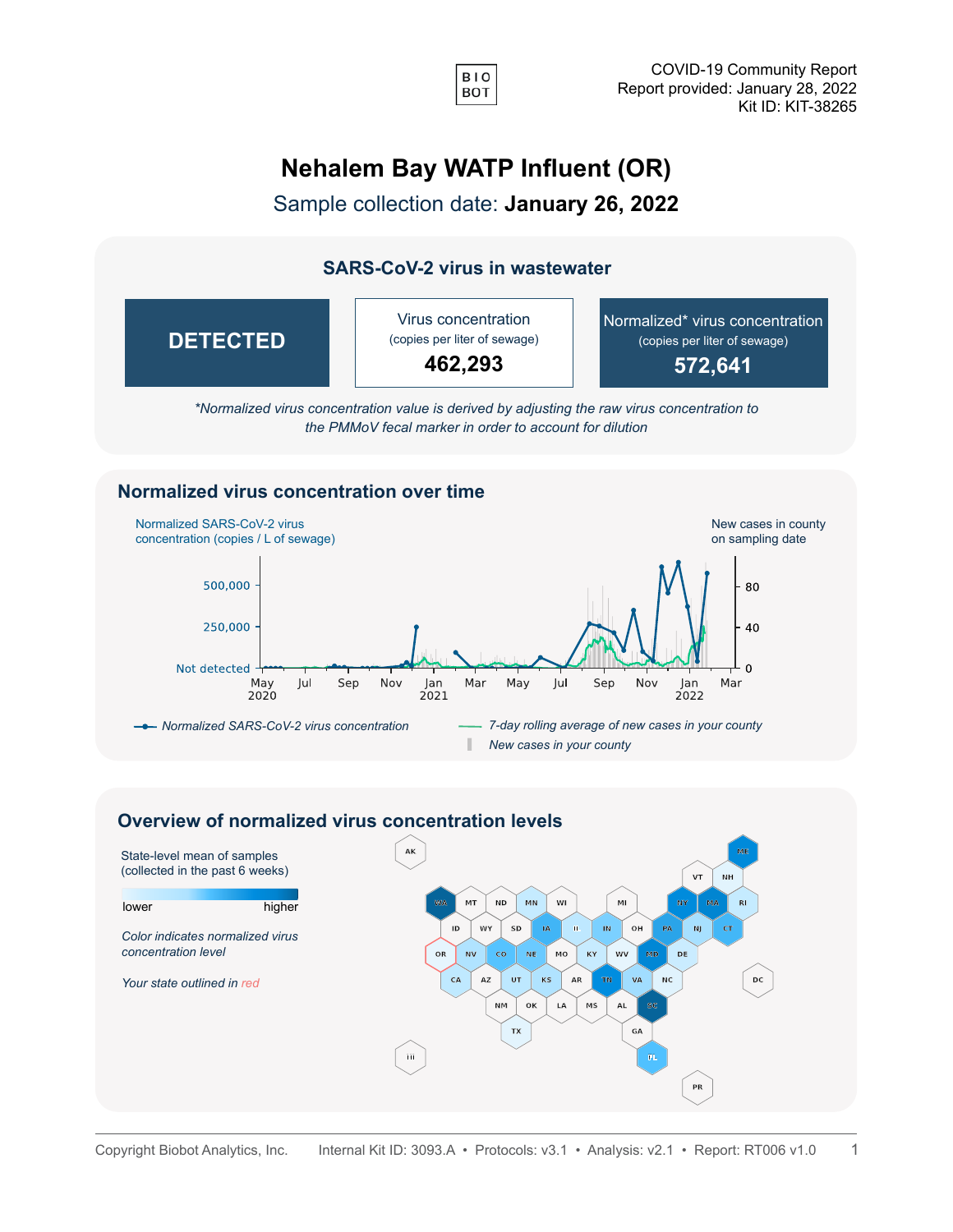COVID-19 Community Report
Report provided: January 28, 2022
Kit ID: KIT-38265

# Nehalem Bay WATP Influent (OR)

## Sample collection date: **January 26, 2022**

### SARS-CoV-2 virus in wastewater

| **DETECTED** | Virus concentration (copies per liter of sewage) **462,293** | Normalized* virus concentration (copies per liter of sewage) **572,641** |
|---|---|---|

*\*Normalized virus concentration value is derived by adjusting the raw virus concentration to the PMMoV fecal marker in order to account for dilution*

### Normalized virus concentration over time

Normalized SARS-CoV-2 virus concentration (copies / L of sewage)

New cases in county on sampling date

*Normalized SARS-CoV-2 virus concentration*

*7-day rolling average of new cases in your county*

*New cases in your county*

### Overview of normalized virus concentration levels

State-level mean of samples (collected in the past 6 weeks)

lower — higher

*Color indicates normalized virus concentration level*

*Your state outlined in red*

Copyright Biobot Analytics, Inc. Internal Kit ID: 3093.A • Protocols: v3.1 • Analysis: v2.1 • Report: RT006 v1.0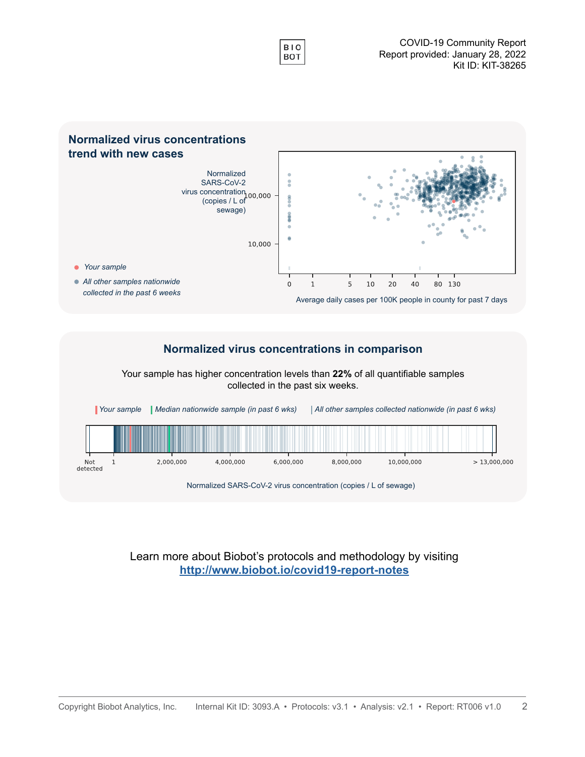COVID-19 Community Report
Report provided: January 28, 2022
Kit ID: KIT-38265

## Normalized virus concentrations trend with new cases

Normalized SARS-CoV-2 virus concentration (copies / L of sewage)

100,000

10,000

0 1 5 10 20 40 80 130

Average daily cases per 100K people in county for past 7 days

- *Your sample*
- *All other samples nationwide collected in the past 6 weeks*

## Normalized virus concentrations in comparison

Your sample has higher concentration levels than **22%** of all quantifiable samples collected in the past six weeks.

*Your sample* | *Median nationwide sample (in past 6 wks)* | *All other samples collected nationwide (in past 6 wks)*

Not detected 1 2,000,000 4,000,000 6,000,000 8,000,000 10,000,000 > 13,000,000

Normalized SARS-CoV-2 virus concentration (copies / L of sewage)

Learn more about Biobot's protocols and methodology by visiting
[http://www.biobot.io/covid19-report-notes](http://www.biobot.io/covid19-report-notes)

Copyright Biobot Analytics, Inc. Internal Kit ID: 3093.A • Protocols: v3.1 • Analysis: v2.1 • Report: RT006 v1.0